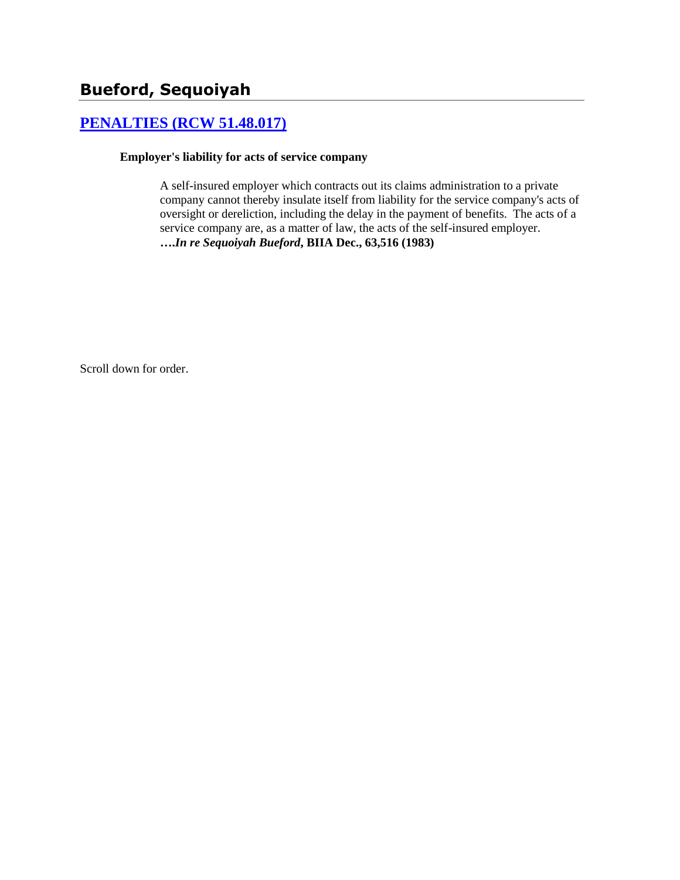# Bueford, Sequoiyah

## PENALTIES (RCW 51.48.017)

**Employer's liability for acts of service company**

A self-insured employer which contracts out its claims administration to a private company cannot thereby insulate itself from liability for the service company's acts of oversight or dereliction, including the delay in the payment of benefits. The acts of a service company are, as a matter of law, the acts of the self-insured employer. ***….In re Sequoiyah Bueford*, BIIA Dec., 63,516 (1983)**

Scroll down for order.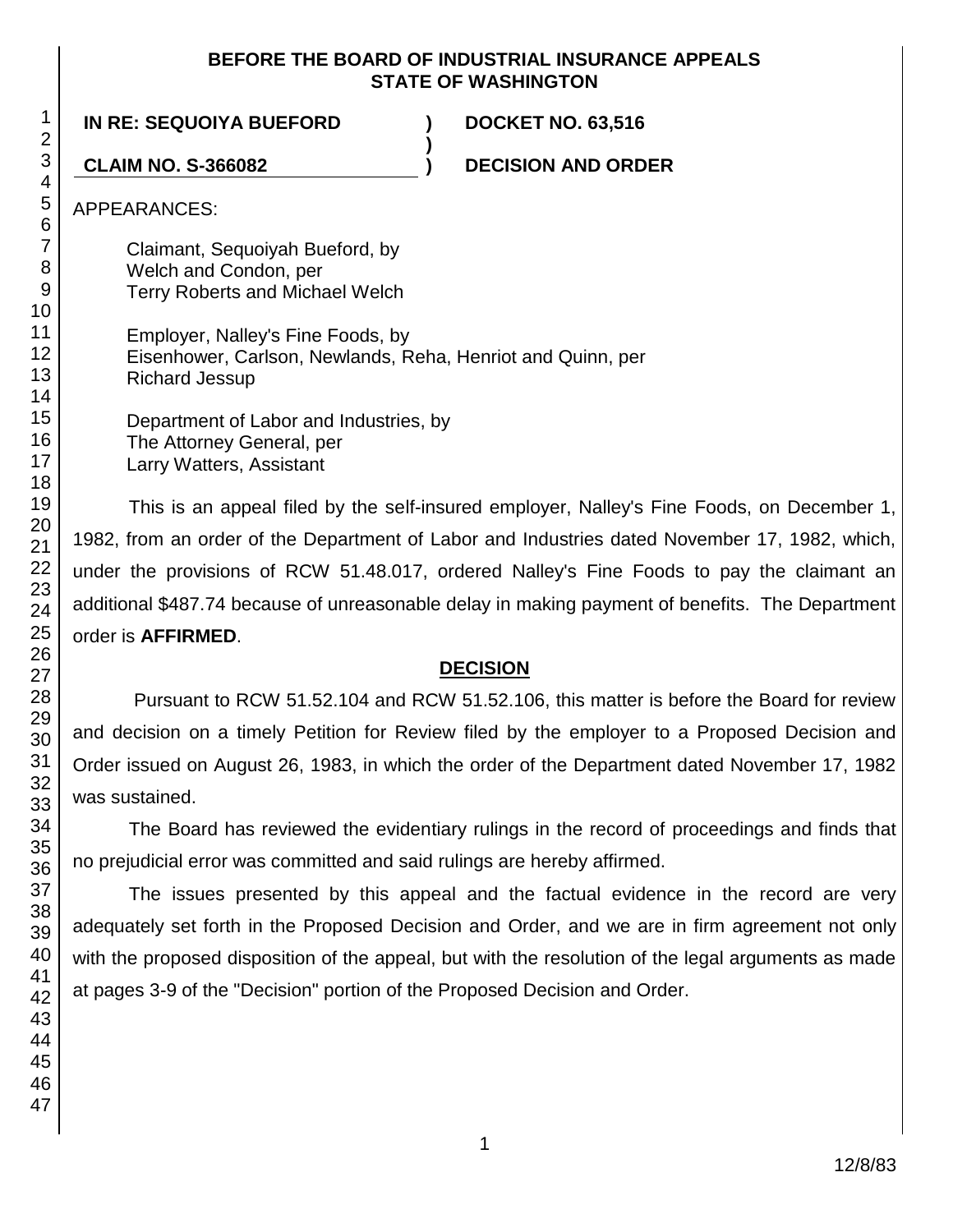**BEFORE THE BOARD OF INDUSTRIAL INSURANCE APPEALS**
**STATE OF WASHINGTON**

| | | |
|---|---|---|
| **IN RE: SEQUOIYA BUEFORD** | **)** | **DOCKET NO. 63,516** |
| | **)** | |
| **CLAIM NO. S-366082** | **)** | **DECISION AND ORDER** |

APPEARANCES:

Claimant, Sequoiyah Bueford, by
Welch and Condon, per
Terry Roberts and Michael Welch

Employer, Nalley's Fine Foods, by
Eisenhower, Carlson, Newlands, Reha, Henriot and Quinn, per
Richard Jessup

Department of Labor and Industries, by
The Attorney General, per
Larry Watters, Assistant

This is an appeal filed by the self-insured employer, Nalley's Fine Foods, on December 1, 1982, from an order of the Department of Labor and Industries dated November 17, 1982, which, under the provisions of RCW 51.48.017, ordered Nalley's Fine Foods to pay the claimant an additional $487.74 because of unreasonable delay in making payment of benefits. The Department order is **AFFIRMED**.

## DECISION

Pursuant to RCW 51.52.104 and RCW 51.52.106, this matter is before the Board for review and decision on a timely Petition for Review filed by the employer to a Proposed Decision and Order issued on August 26, 1983, in which the order of the Department dated November 17, 1982 was sustained.

The Board has reviewed the evidentiary rulings in the record of proceedings and finds that no prejudicial error was committed and said rulings are hereby affirmed.

The issues presented by this appeal and the factual evidence in the record are very adequately set forth in the Proposed Decision and Order, and we are in firm agreement not only with the proposed disposition of the appeal, but with the resolution of the legal arguments as made at pages 3-9 of the "Decision" portion of the Proposed Decision and Order.

12/8/83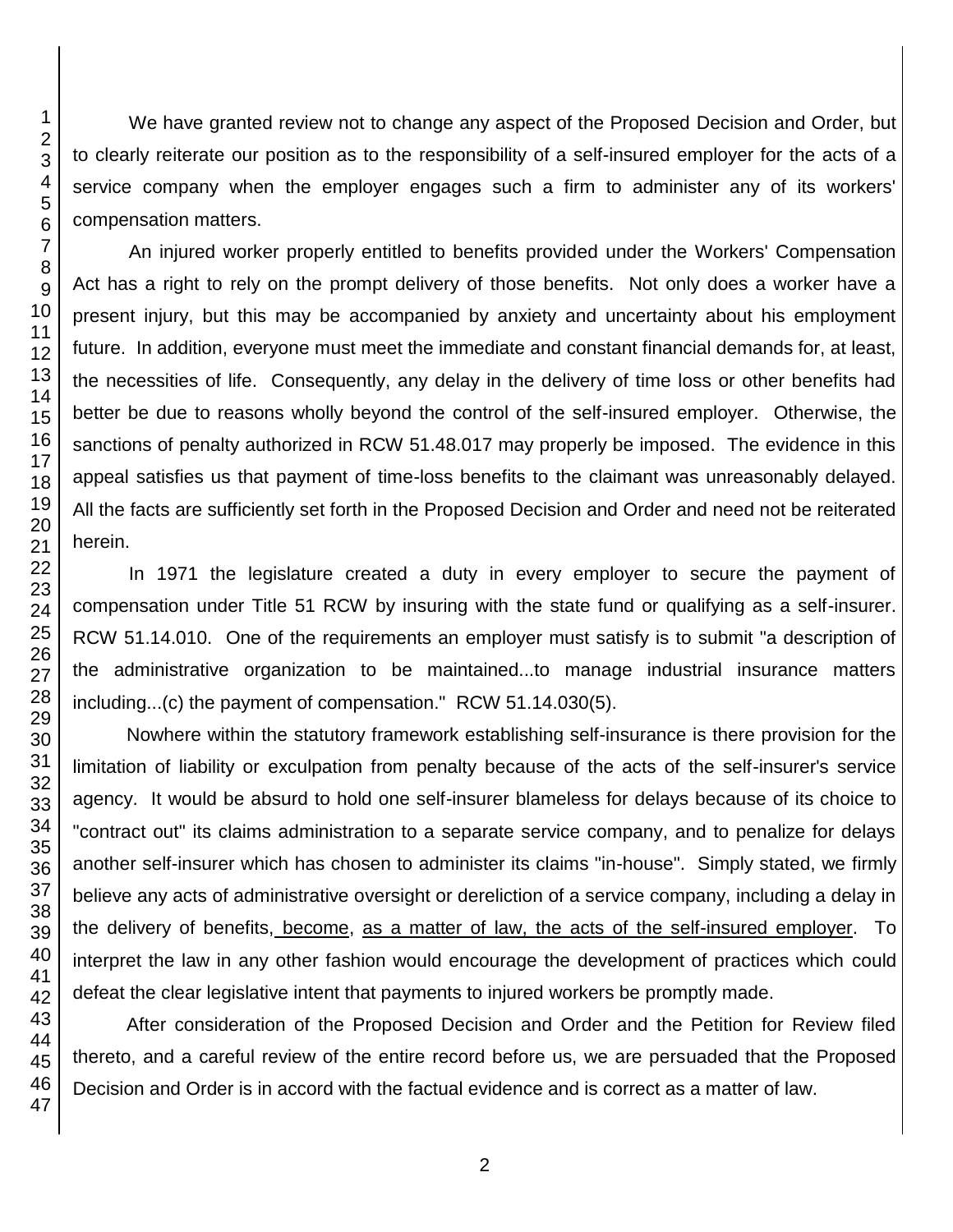We have granted review not to change any aspect of the Proposed Decision and Order, but to clearly reiterate our position as to the responsibility of a self-insured employer for the acts of a service company when the employer engages such a firm to administer any of its workers' compensation matters.

An injured worker properly entitled to benefits provided under the Workers' Compensation Act has a right to rely on the prompt delivery of those benefits. Not only does a worker have a present injury, but this may be accompanied by anxiety and uncertainty about his employment future. In addition, everyone must meet the immediate and constant financial demands for, at least, the necessities of life. Consequently, any delay in the delivery of time loss or other benefits had better be due to reasons wholly beyond the control of the self-insured employer. Otherwise, the sanctions of penalty authorized in RCW 51.48.017 may properly be imposed. The evidence in this appeal satisfies us that payment of time-loss benefits to the claimant was unreasonably delayed. All the facts are sufficiently set forth in the Proposed Decision and Order and need not be reiterated herein.

In 1971 the legislature created a duty in every employer to secure the payment of compensation under Title 51 RCW by insuring with the state fund or qualifying as a self-insurer. RCW 51.14.010. One of the requirements an employer must satisfy is to submit "a description of the administrative organization to be maintained...to manage industrial insurance matters including...(c) the payment of compensation." RCW 51.14.030(5).

Nowhere within the statutory framework establishing self-insurance is there provision for the limitation of liability or exculpation from penalty because of the acts of the self-insurer's service agency. It would be absurd to hold one self-insurer blameless for delays because of its choice to "contract out" its claims administration to a separate service company, and to penalize for delays another self-insurer which has chosen to administer its claims "in-house". Simply stated, we firmly believe any acts of administrative oversight or dereliction of a service company, including a delay in the delivery of benefits, <u>become</u>, <u>as a matter of law, the acts of the self-insured employer</u>. To interpret the law in any other fashion would encourage the development of practices which could defeat the clear legislative intent that payments to injured workers be promptly made.

After consideration of the Proposed Decision and Order and the Petition for Review filed thereto, and a careful review of the entire record before us, we are persuaded that the Proposed Decision and Order is in accord with the factual evidence and is correct as a matter of law.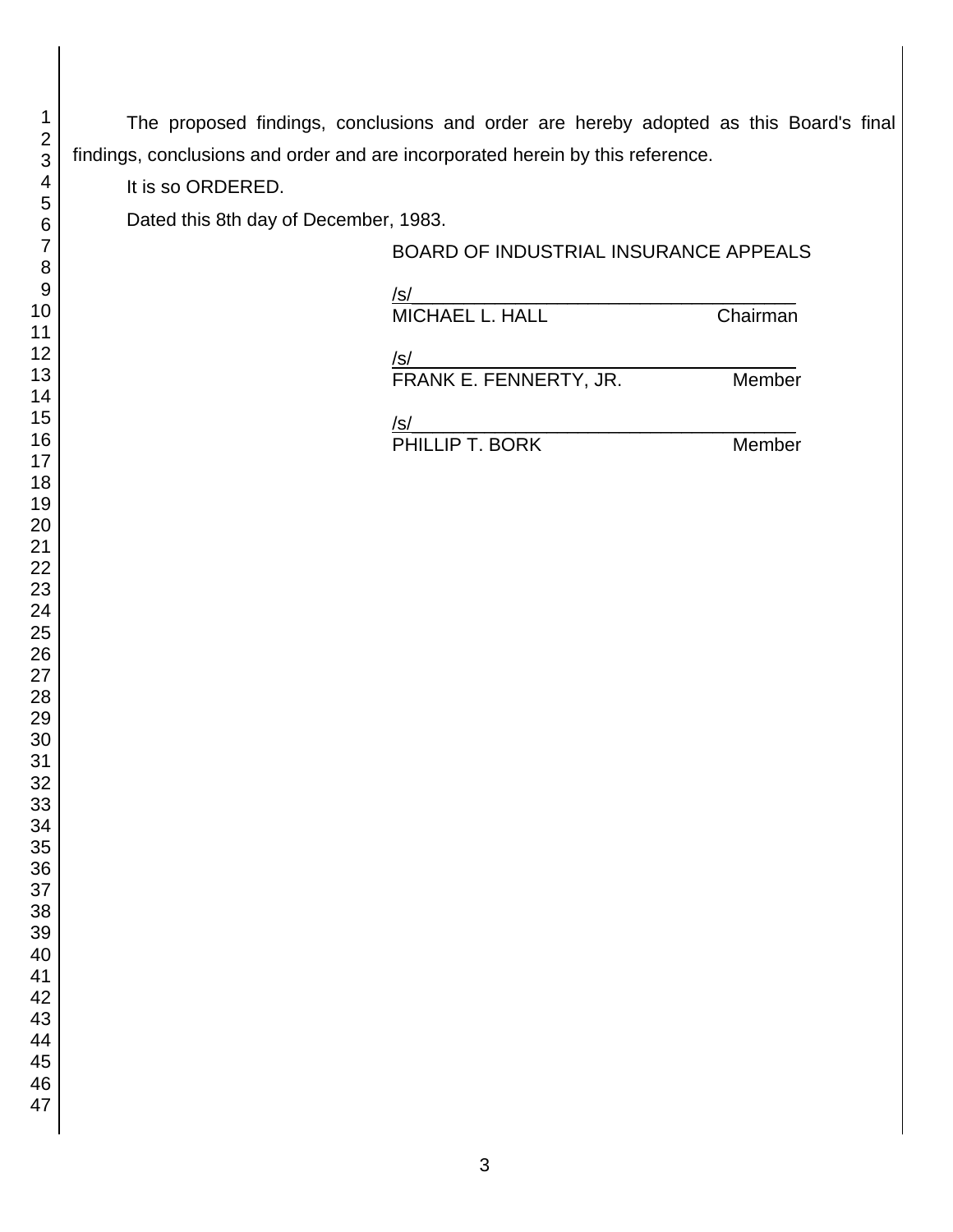The proposed findings, conclusions and order are hereby adopted as this Board's final findings, conclusions and order and are incorporated herein by this reference.

It is so ORDERED.

Dated this 8th day of December, 1983.

BOARD OF INDUSTRIAL INSURANCE APPEALS

/s/
MICHAEL L. HALL Chairman

/s/
FRANK E. FENNERTY, JR. Member

/s/
PHILLIP T. BORK Member